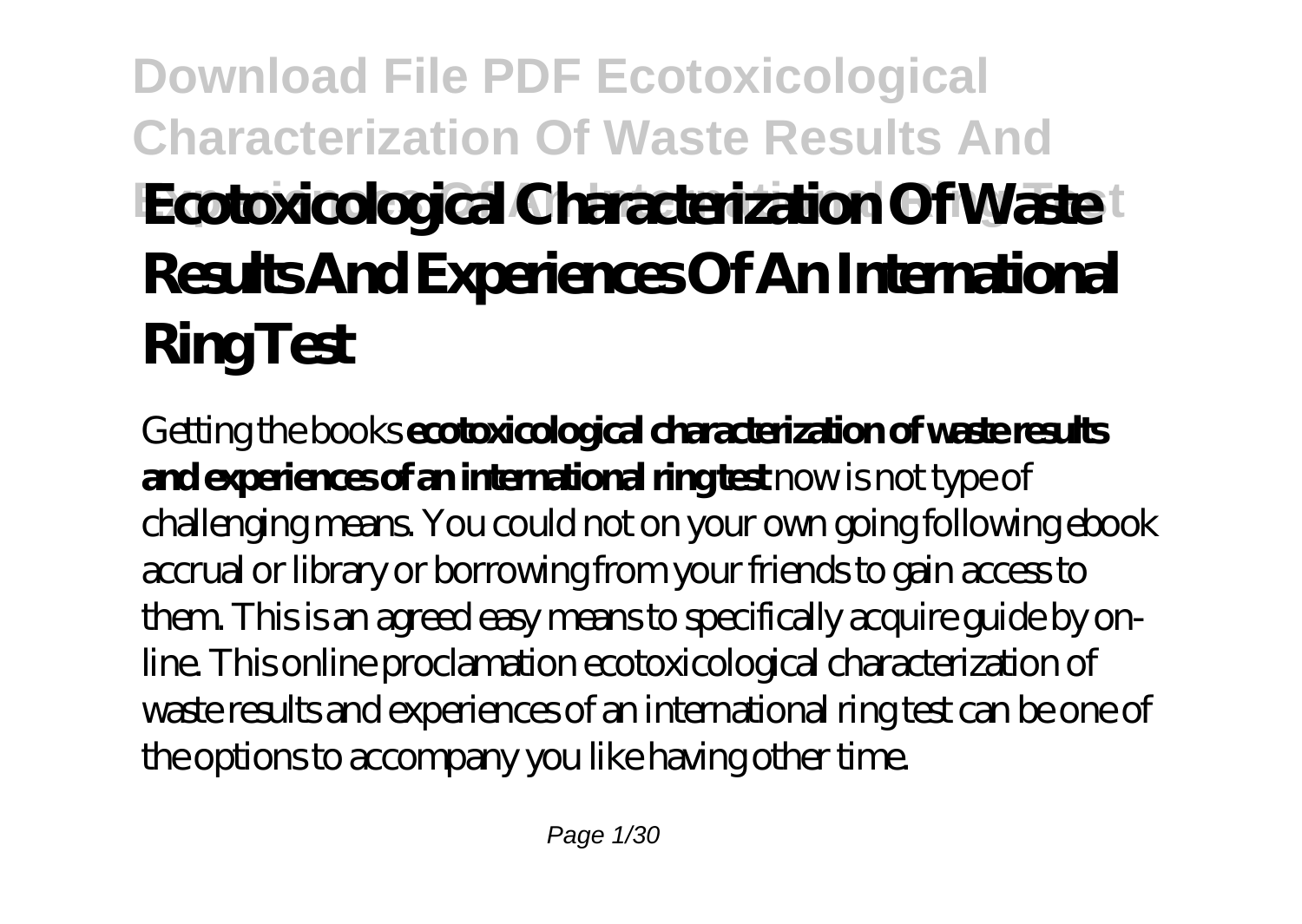# Download File PDF Ecotoxicological Characterization Of Waste Results And Experiences Of An International Ring Test

# Ecotoxicological Characterization Of Waste Results And Experiences Of An International Ring Test

Getting the books **ecotoxicological characterization of waste results and experiences of an international ring test** now is not type of challenging means. You could not on your own going following ebook accrual or library or borrowing from your friends to gain access to them. This is an agreed easy means to specifically acquire guide by on-line. This online proclamation ecotoxicological characterization of waste results and experiences of an international ring test can be one of the options to accompany you like having other time.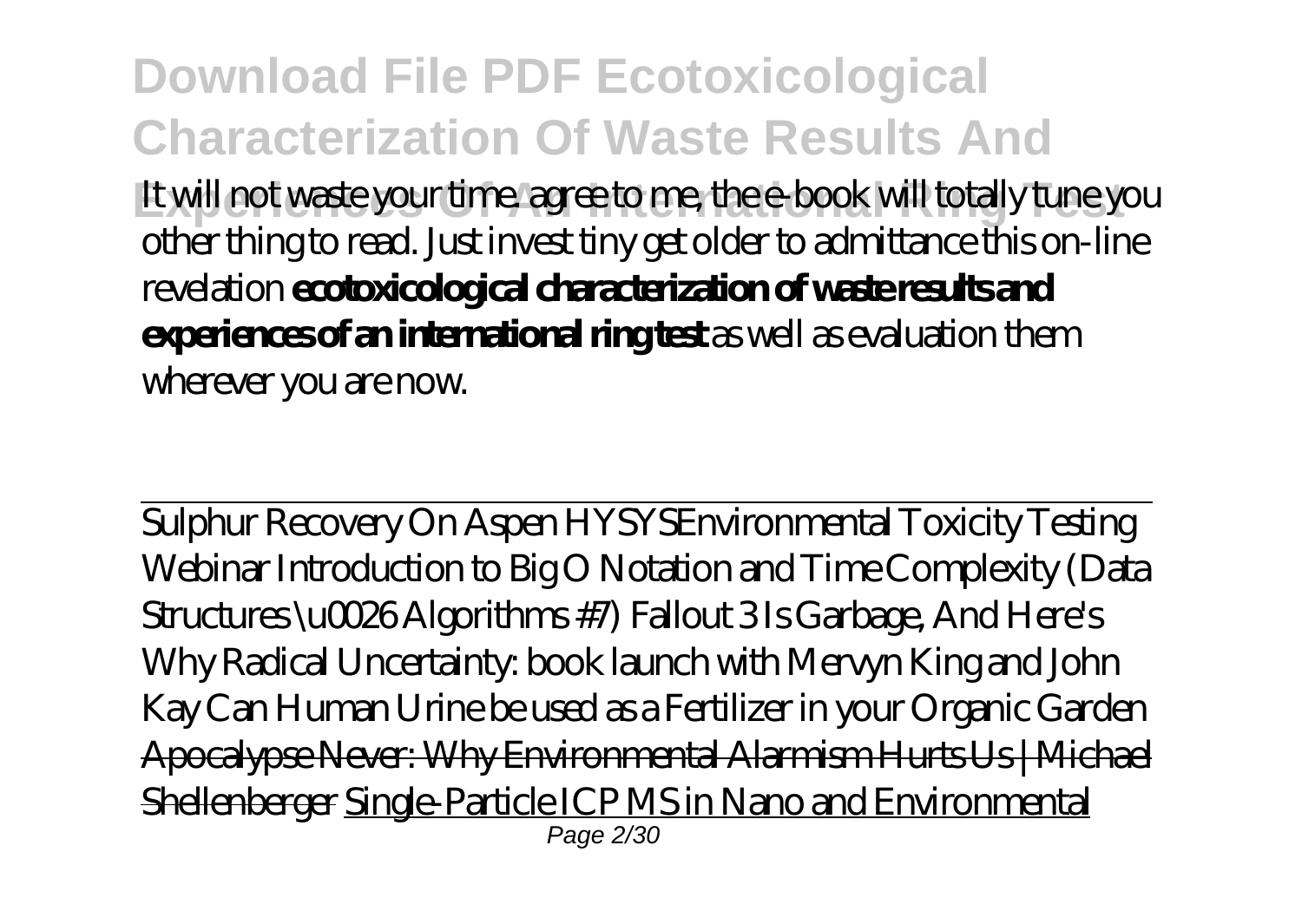It will not waste your time. agree to me, the e-book will totally tune you other thing to read. Just invest tiny get older to admittance this on-line revelation **ecotoxicological characterization of waste results and experiences of an international ring test** as well as evaluation them wherever you are now.

Sulphur Recovery On Aspen HYSYS*Environmental Toxicity Testing Webinar* *Introduction to Big O Notation and Time Complexity (Data Structures \u0026 Algorithms #7)* *Fallout 3 Is Garbage, And Here's Why* *Radical Uncertainty: book launch with Mervyn King and John Kay* *Can Human Urine be used as a Fertilizer in your Organic Garden* Apocalypse Never: Why Environmental Alarmism Hurts Us | Michael Shellenberger Single-Particle ICP MS in Nano and Environmental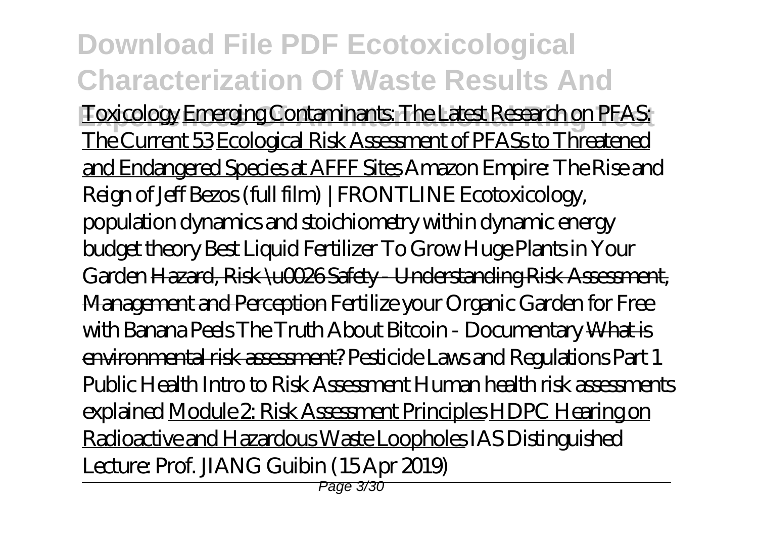Toxicology Emerging Contaminants: The Latest Research on PFAS: The Current 53 Ecological Risk Assessment of PFASs to Threatened and Endangered Species at AFFF Sites *Amazon Empire: The Rise and Reign of Jeff Bezos (full film) | FRONTLINE* *Ecotoxicology, population dynamics and stoichiometry within dynamic energy budget theory* *Best Liquid Fertilizer To Grow Huge Plants in Your Garden* Hazard, Risk \u0026 Safety - Understanding Risk Assessment, Management and Perception *Fertilize your Organic Garden for Free with Banana Peels* *The Truth About Bitcoin - Documentary* What is environmental risk assessment? *Pesticide Laws and Regulations Part 1* *Public Health Intro to Risk Assessment* *Human health risk assessments explained* Module 2: Risk Assessment Principles HDPC Hearing on Radioactive and Hazardous Waste Loopholes *IAS Distinguished Lecture: Prof. JIANG Guibin (15 Apr 2019)*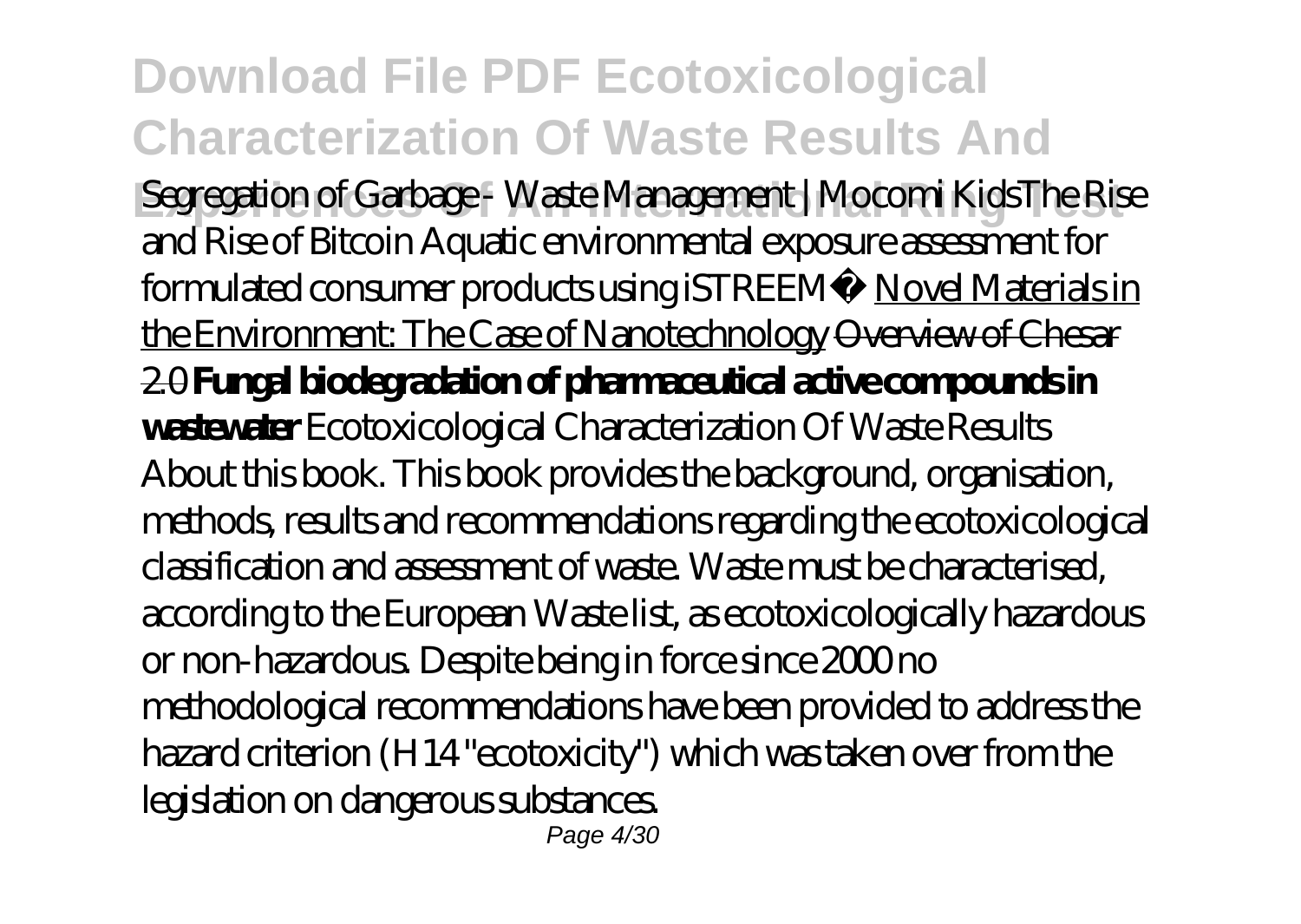*Segregation of Garbage - Waste Management | Mocomi Kids* *The Rise and Rise of Bitcoin* *Aquatic environmental exposure assessment for formulated consumer products using iSTREEM®* Novel Materials in the Environment: The Case of Nanotechnology ~~Overview of Chesar 2.0~~ **Fungal biodegradation of pharmaceutical active compounds in wastewater** *Ecotoxicological Characterization Of Waste Results*

About this book. This book provides the background, organisation, methods, results and recommendations regarding the ecotoxicological classification and assessment of waste. Waste must be characterised, according to the European Waste list, as ecotoxicologically hazardous or non-hazardous. Despite being in force since 2000 no methodological recommendations have been provided to address the hazard criterion (H14 "ecotoxicity") which was taken over from the legislation on dangerous substances.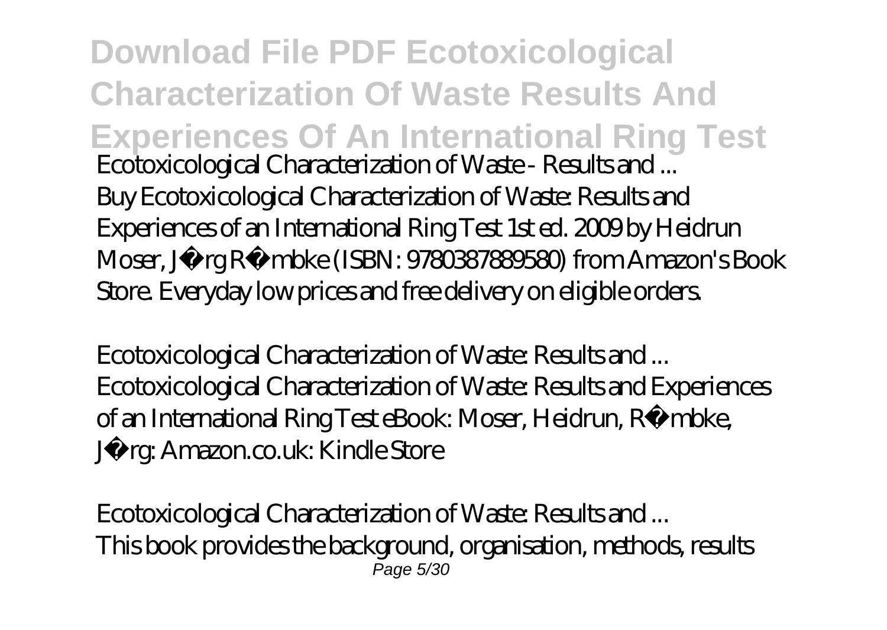**Download File PDF Ecotoxicological Characterization Of Waste Results And Experiences Of An International Ring Test**

*Ecotoxicological Characterization of Waste - Results and ...*

Buy Ecotoxicological Characterization of Waste: Results and Experiences of an International Ring Test 1st ed. 2009 by Heidrun Moser, Jörg Römbke (ISBN: 9780387889580) from Amazon's Book Store. Everyday low prices and free delivery on eligible orders.

*Ecotoxicological Characterization of Waste: Results and ...*

Ecotoxicological Characterization of Waste: Results and Experiences of an International Ring Test eBook: Moser, Heidrun, Römbke, Jörg: Amazon.co.uk: Kindle Store

*Ecotoxicological Characterization of Waste: Results and ...*

This book provides the background, organisation, methods, results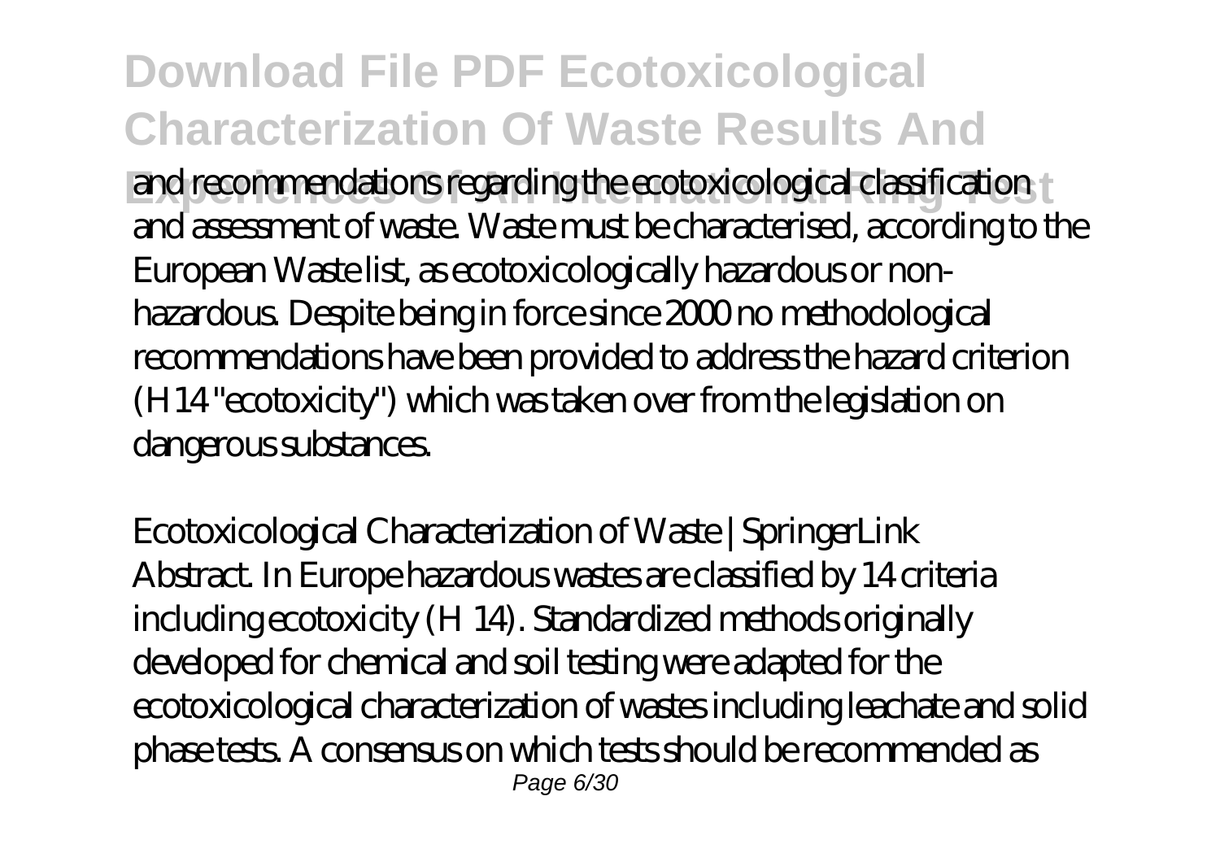and recommendations regarding the ecotoxicological classification and assessment of waste. Waste must be characterised, according to the European Waste list, as ecotoxicologically hazardous or non-hazardous. Despite being in force since 2000 no methodological recommendations have been provided to address the hazard criterion (H14 "ecotoxicity") which was taken over from the legislation on dangerous substances.

*Ecotoxicological Characterization of Waste | SpringerLink*

Abstract. In Europe hazardous wastes are classified by 14 criteria including ecotoxicity (H 14). Standardized methods originally developed for chemical and soil testing were adapted for the ecotoxicological characterization of wastes including leachate and solid phase tests. A consensus on which tests should be recommended as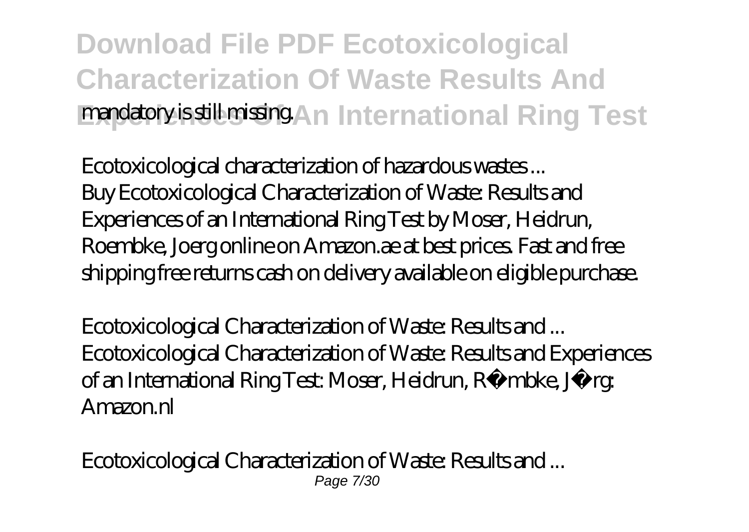mandatory is still missing.

*Ecotoxicological characterization of hazardous wastes ...*

Buy Ecotoxicological Characterization of Waste: Results and Experiences of an International Ring Test by Moser, Heidrun, Roembke, Joerg online on Amazon.ae at best prices. Fast and free shipping free returns cash on delivery available on eligible purchase.

*Ecotoxicological Characterization of Waste: Results and ...*

Ecotoxicological Characterization of Waste: Results and Experiences of an International Ring Test: Moser, Heidrun, Römbke, Jörg: Amazon.nl

*Ecotoxicological Characterization of Waste: Results and ...*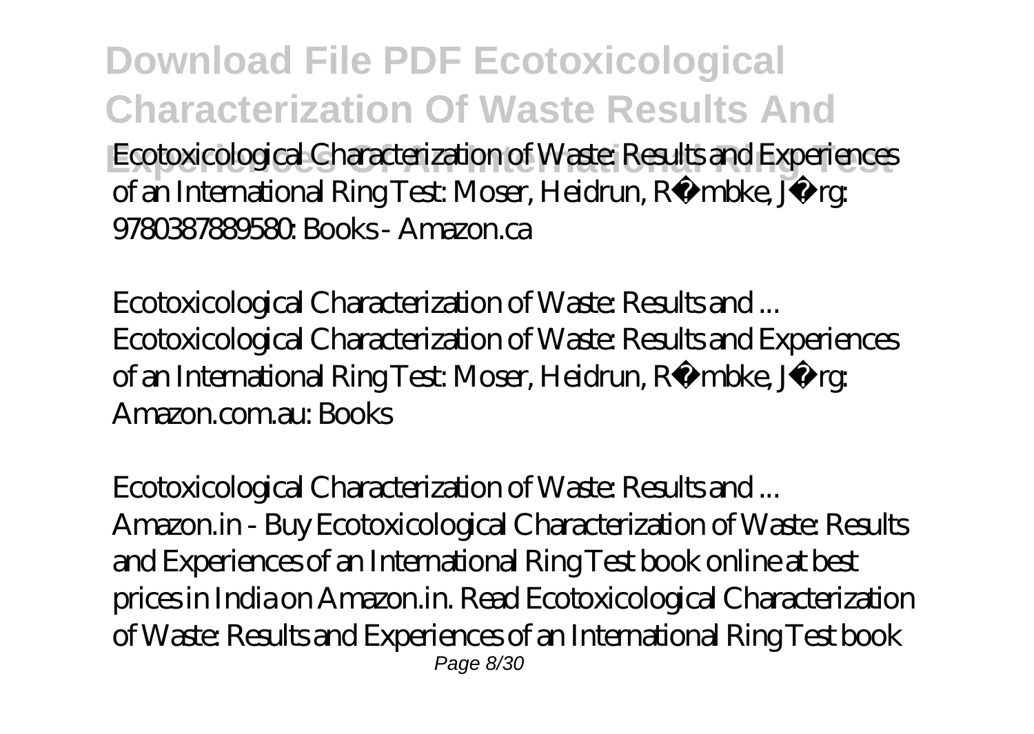Ecotoxicological Characterization of Waste: Results and Experiences of an International Ring Test: Moser, Heidrun, Römbke, Jörg: 9780387889580: Books - Amazon.ca

*Ecotoxicological Characterization of Waste: Results and ...*

Ecotoxicological Characterization of Waste: Results and Experiences of an International Ring Test: Moser, Heidrun, Römbke, Jörg: Amazon.com.au: Books

*Ecotoxicological Characterization of Waste: Results and ...*

Amazon.in - Buy Ecotoxicological Characterization of Waste: Results and Experiences of an International Ring Test book online at best prices in India on Amazon.in. Read Ecotoxicological Characterization of Waste: Results and Experiences of an International Ring Test book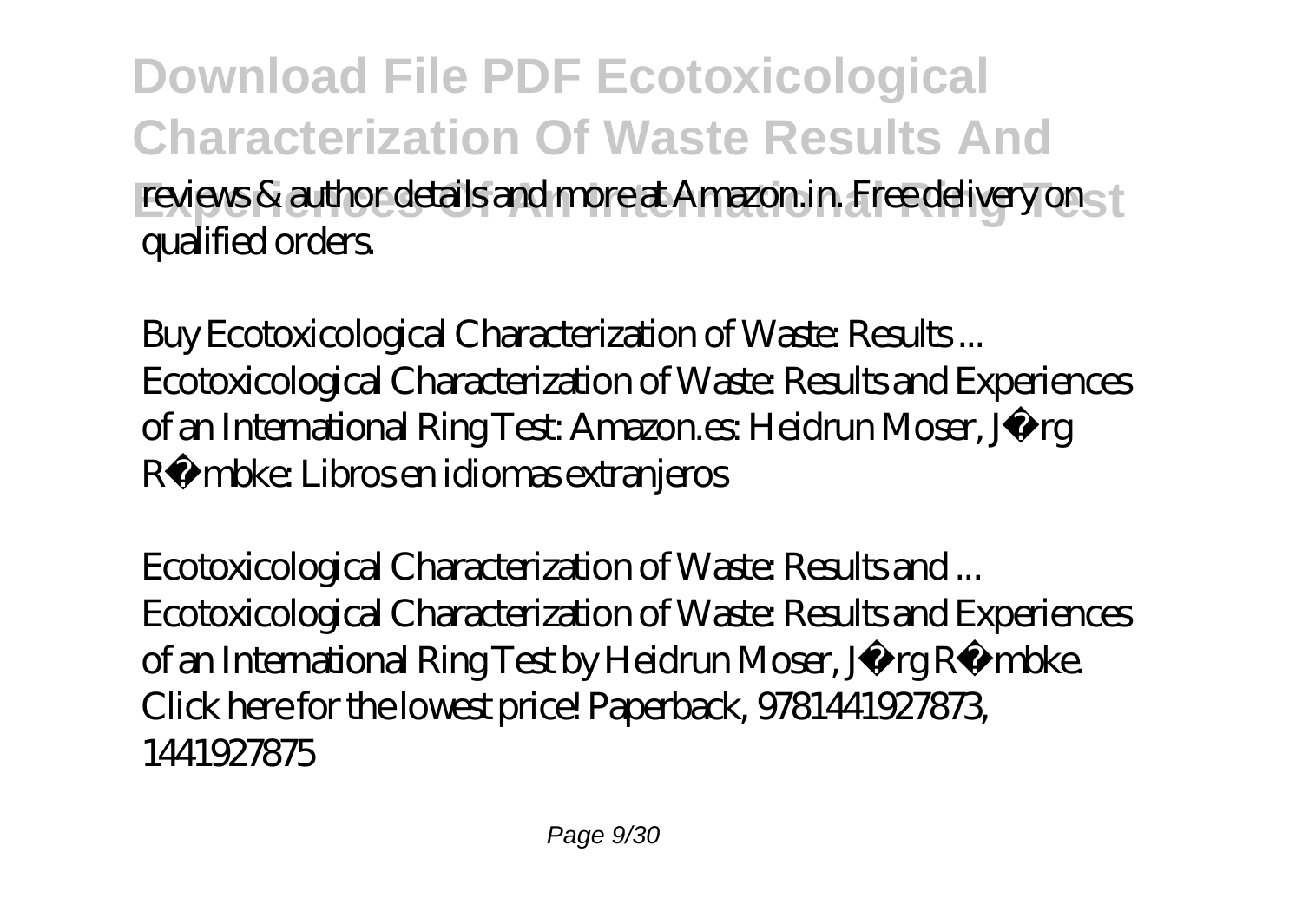reviews & author details and more at Amazon.in. Free delivery on qualified orders.

*Buy Ecotoxicological Characterization of Waste: Results ...*
Ecotoxicological Characterization of Waste: Results and Experiences of an International Ring Test: Amazon.es: Heidrun Moser, J�rg R�mbke: Libros en idiomas extranjeros

*Ecotoxicological Characterization of Waste: Results and ...*
Ecotoxicological Characterization of Waste: Results and Experiences of an International Ring Test by Heidrun Moser, J�rg R�mbke. Click here for the lowest price! Paperback, 9781441927873, 1441927875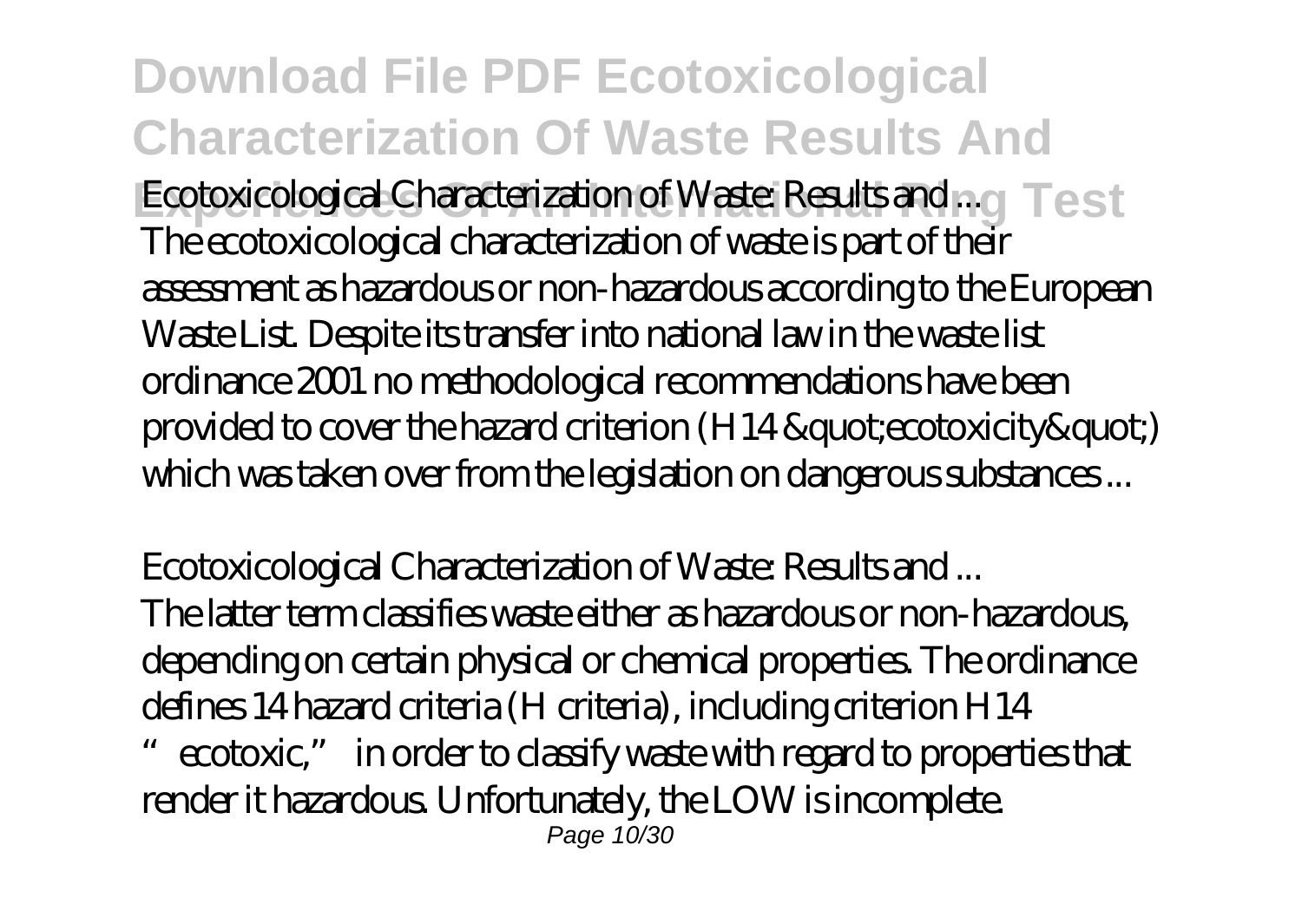*Ecotoxicological Characterization of Waste: Results and ...*

The ecotoxicological characterization of waste is part of their assessment as hazardous or non-hazardous according to the European Waste List. Despite its transfer into national law in the waste list ordinance 2001 no methodological recommendations have been provided to cover the hazard criterion (H14 &quot;ecotoxicity&quot;) which was taken over from the legislation on dangerous substances ...

*Ecotoxicological Characterization of Waste: Results and ...*

The latter term classifies waste either as hazardous or non-hazardous, depending on certain physical or chemical properties. The ordinance defines 14 hazard criteria (H criteria), including criterion H14 "ecotoxic," in order to classify waste with regard to properties that render it hazardous. Unfortunately, the LOW is incomplete.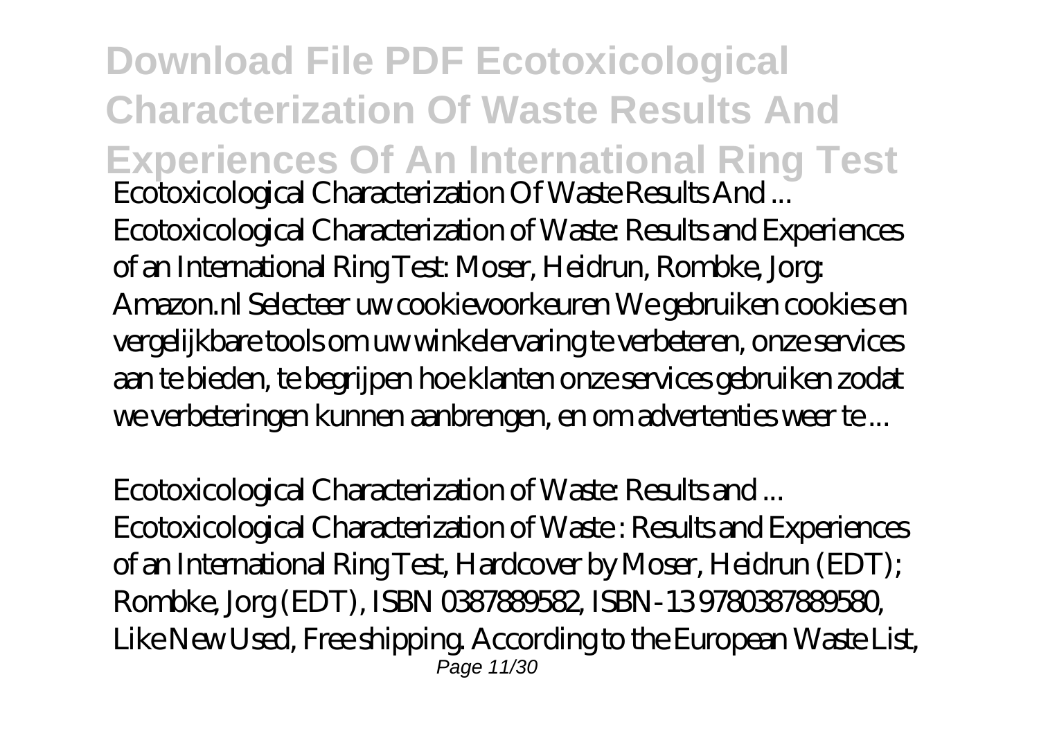**Download File PDF Ecotoxicological Characterization Of Waste Results And Experiences Of An International Ring Test**

*Ecotoxicological Characterization Of Waste Results And ...*

Ecotoxicological Characterization of Waste: Results and Experiences of an International Ring Test: Moser, Heidrun, Rombke, Jorg: Amazon.nl Selecteer uw cookievoorkeuren We gebruiken cookies en vergelijkbare tools om uw winkelervaring te verbeteren, onze services aan te bieden, te begrijpen hoe klanten onze services gebruiken zodat we verbeteringen kunnen aanbrengen, en om advertenties weer te ...

*Ecotoxicological Characterization of Waste: Results and ...*

Ecotoxicological Characterization of Waste : Results and Experiences of an International Ring Test, Hardcover by Moser, Heidrun (EDT); Rombke, Jorg (EDT), ISBN 0387889582, ISBN-13 9780387889580, Like New Used, Free shipping. According to the European Waste List,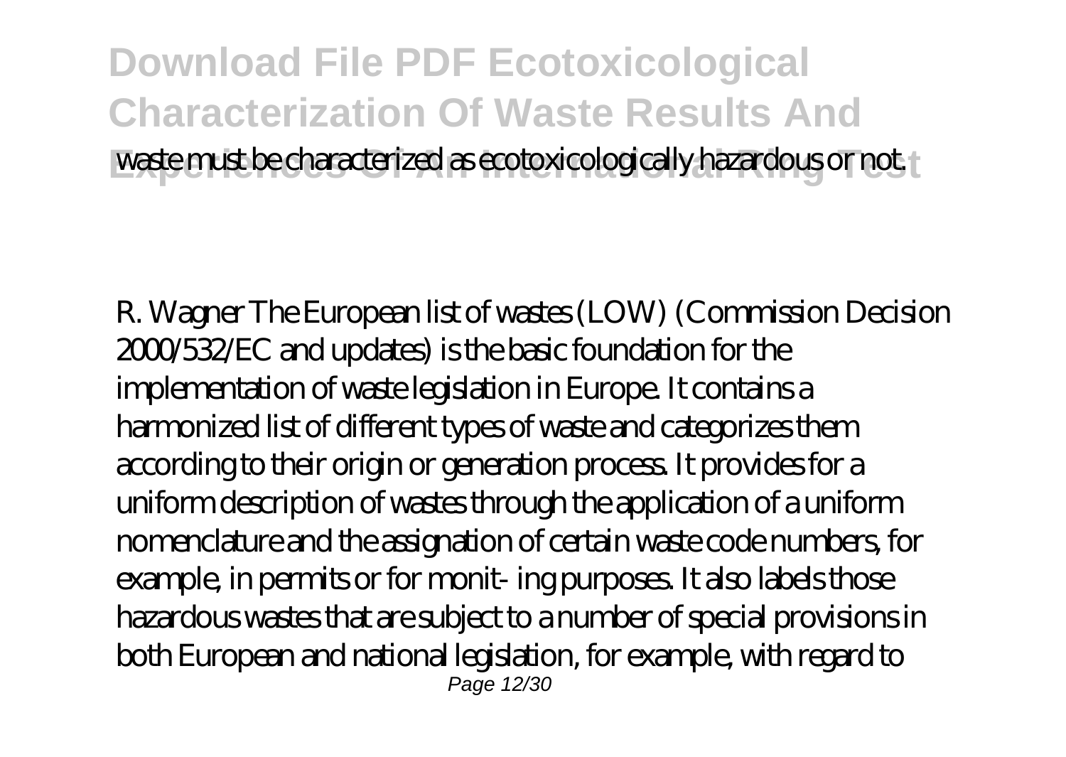waste must be characterized as ecotoxicologically hazardous or not.

R. Wagner The European list of wastes (LOW) (Commission Decision 2000/532/EC and updates) is the basic foundation for the implementation of waste legislation in Europe. It contains a harmonized list of different types of waste and categorizes them according to their origin or generation process. It provides for a uniform description of wastes through the application of a uniform nomenclature and the assignation of certain waste code numbers, for example, in permits or for monit- ing purposes. It also labels those hazardous wastes that are subject to a number of special provisions in both European and national legislation, for example, with regard to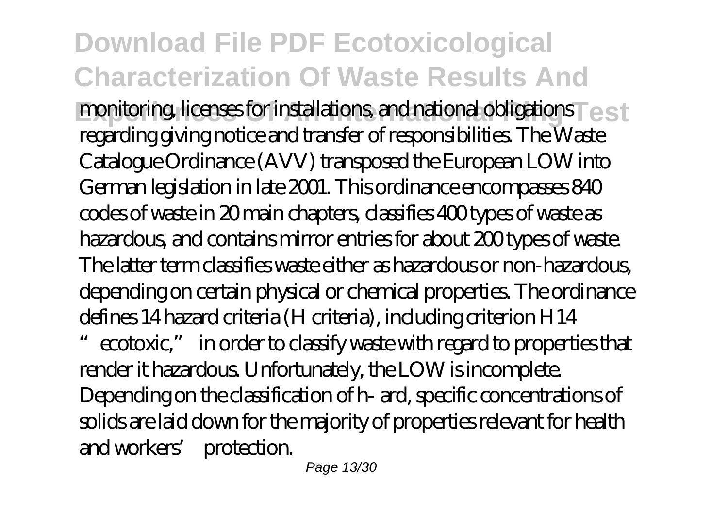monitoring, licenses for installations, and national obligations regarding giving notice and transfer of responsibilities. The Waste Catalogue Ordinance (AVV) transposed the European LOW into German legislation in late 2001. This ordinance encompasses 840 codes of waste in 20 main chapters, classifies 400 types of waste as hazardous, and contains mirror entries for about 200 types of waste. The latter term classifies waste either as hazardous or non-hazardous, depending on certain physical or chemical properties. The ordinance defines 14 hazard criteria (H criteria), including criterion H14 "ecotoxic," in order to classify waste with regard to properties that render it hazardous. Unfortunately, the LOW is incomplete. Depending on the classification of h- ard, specific concentrations of solids are laid down for the majority of properties relevant for health and workers' protection.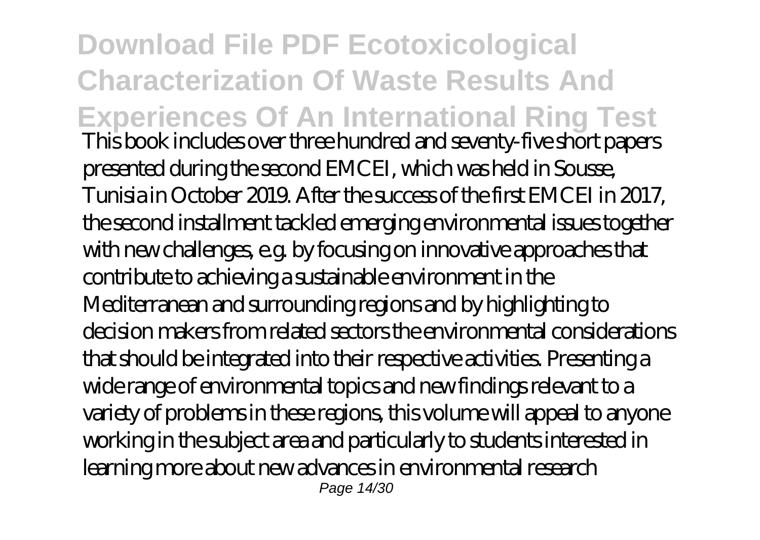This book includes over three hundred and seventy-five short papers presented during the second EMCEI, which was held in Sousse, Tunisia in October 2019. After the success of the first EMCEI in 2017, the second installment tackled emerging environmental issues together with new challenges, e.g. by focusing on innovative approaches that contribute to achieving a sustainable environment in the Mediterranean and surrounding regions and by highlighting to decision makers from related sectors the environmental considerations that should be integrated into their respective activities. Presenting a wide range of environmental topics and new findings relevant to a variety of problems in these regions, this volume will appeal to anyone working in the subject area and particularly to students interested in learning more about new advances in environmental research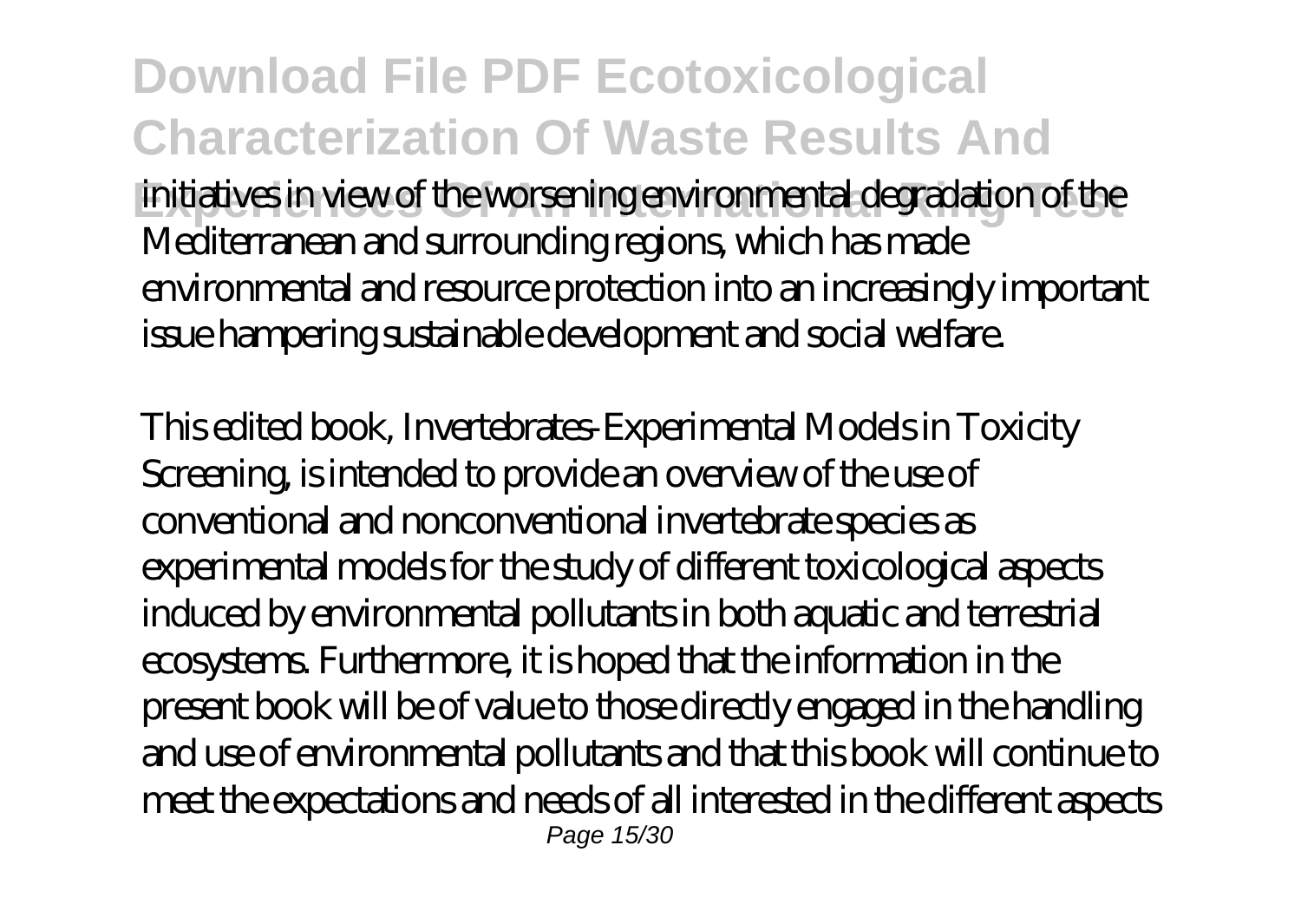initiatives in view of the worsening environmental degradation of the Mediterranean and surrounding regions, which has made environmental and resource protection into an increasingly important issue hampering sustainable development and social welfare.

This edited book, Invertebrates-Experimental Models in Toxicity Screening, is intended to provide an overview of the use of conventional and nonconventional invertebrate species as experimental models for the study of different toxicological aspects induced by environmental pollutants in both aquatic and terrestrial ecosystems. Furthermore, it is hoped that the information in the present book will be of value to those directly engaged in the handling and use of environmental pollutants and that this book will continue to meet the expectations and needs of all interested in the different aspects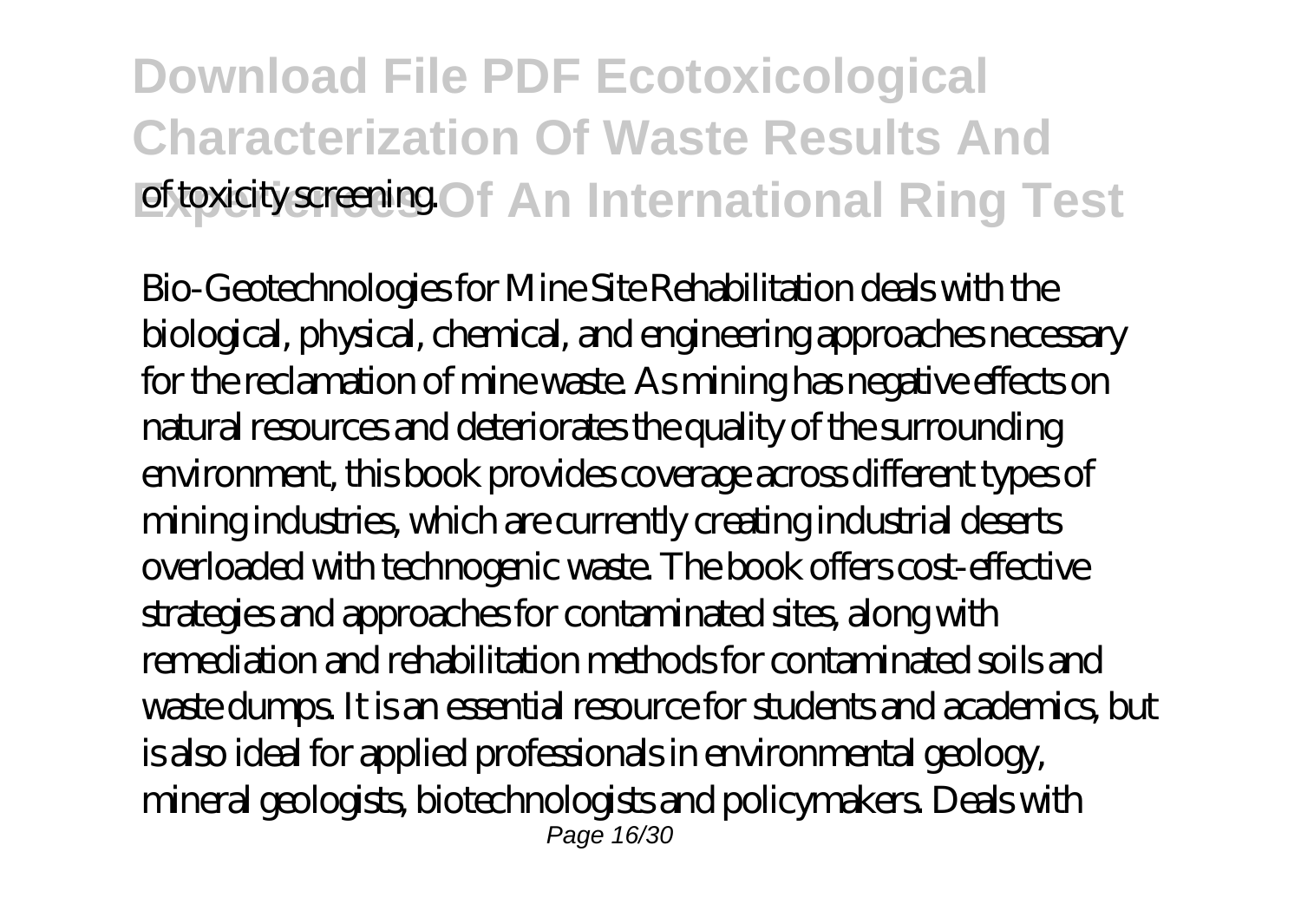of toxicity screening.

Bio-Geotechnologies for Mine Site Rehabilitation deals with the biological, physical, chemical, and engineering approaches necessary for the reclamation of mine waste. As mining has negative effects on natural resources and deteriorates the quality of the surrounding environment, this book provides coverage across different types of mining industries, which are currently creating industrial deserts overloaded with technogenic waste. The book offers cost-effective strategies and approaches for contaminated sites, along with remediation and rehabilitation methods for contaminated soils and waste dumps. It is an essential resource for students and academics, but is also ideal for applied professionals in environmental geology, mineral geologists, biotechnologists and policymakers. Deals with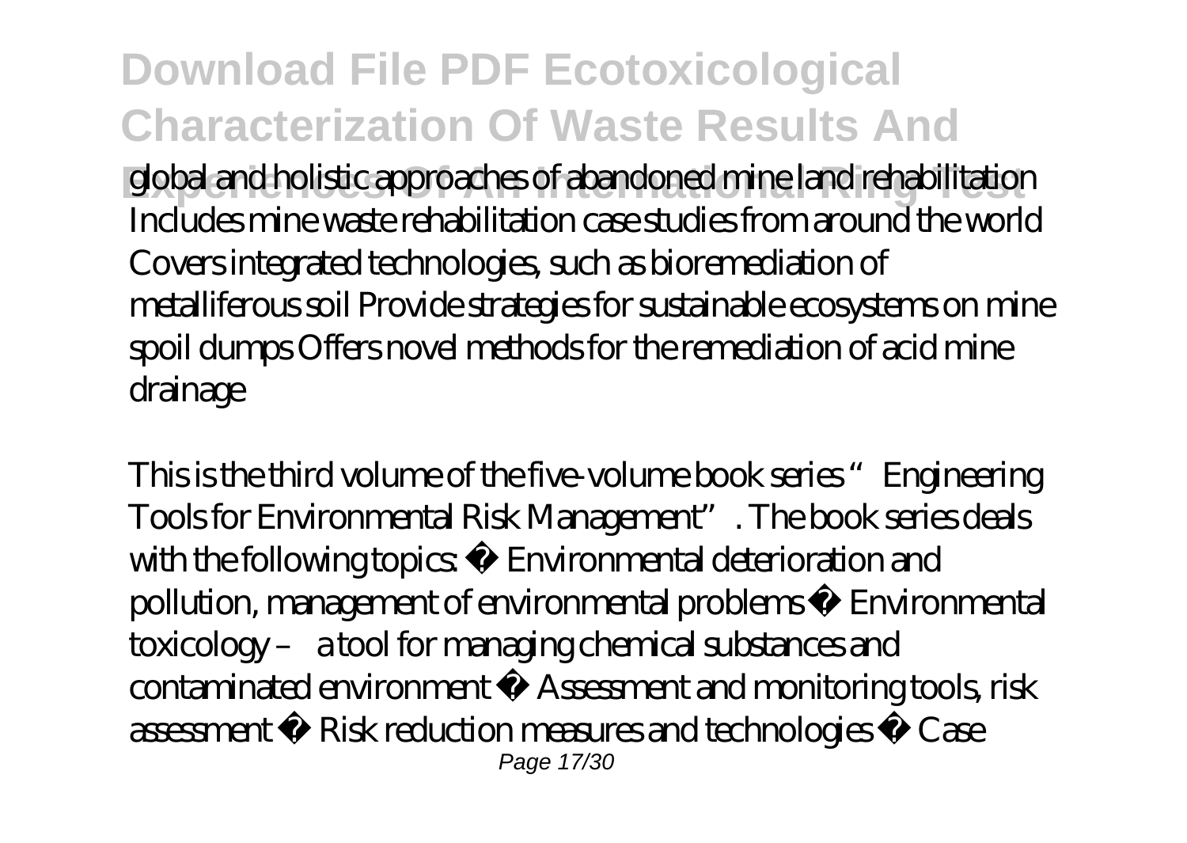global and holistic approaches of abandoned mine land rehabilitation Includes mine waste rehabilitation case studies from around the world Covers integrated technologies, such as bioremediation of metalliferous soil Provide strategies for sustainable ecosystems on mine spoil dumps Offers novel methods for the remediation of acid mine drainage

This is the third volume of the five-volume book series "Engineering Tools for Environmental Risk Management". The book series deals with the following topics: • Environmental deterioration and pollution, management of environmental problems • Environmental toxicology – a tool for managing chemical substances and contaminated environment • Assessment and monitoring tools, risk assessment • Risk reduction measures and technologies • Case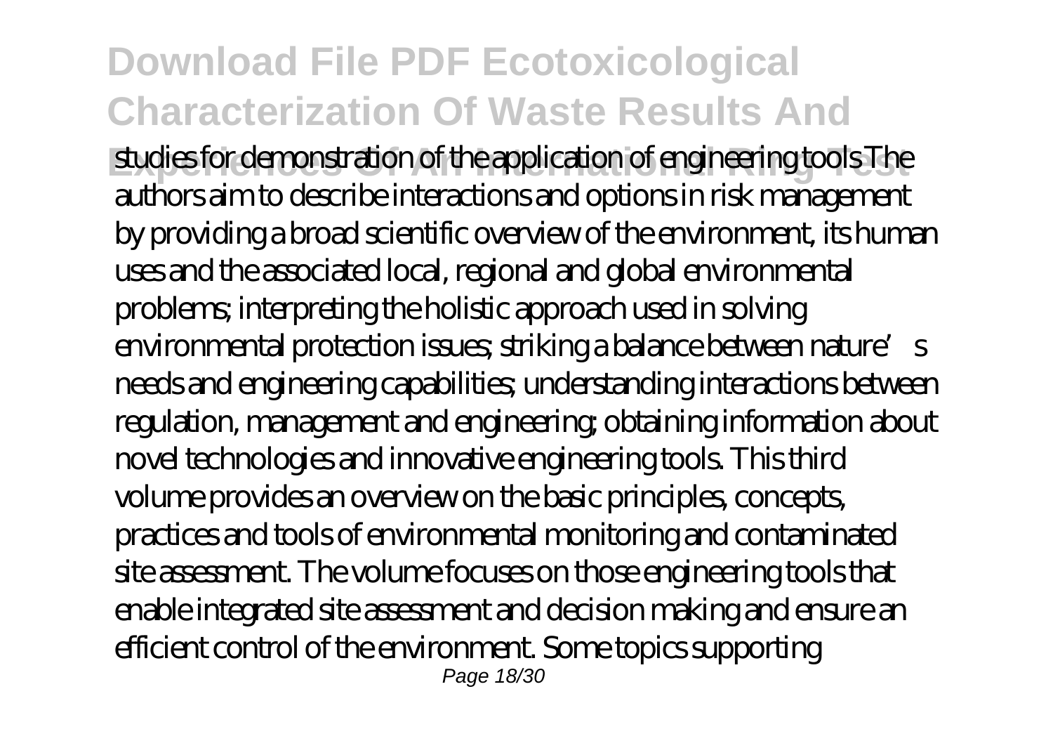studies for demonstration of the application of engineering tools The authors aim to describe interactions and options in risk management by providing a broad scientific overview of the environment, its human uses and the associated local, regional and global environmental problems; interpreting the holistic approach used in solving environmental protection issues; striking a balance between nature's needs and engineering capabilities; understanding interactions between regulation, management and engineering; obtaining information about novel technologies and innovative engineering tools. This third volume provides an overview on the basic principles, concepts, practices and tools of environmental monitoring and contaminated site assessment. The volume focuses on those engineering tools that enable integrated site assessment and decision making and ensure an efficient control of the environment. Some topics supporting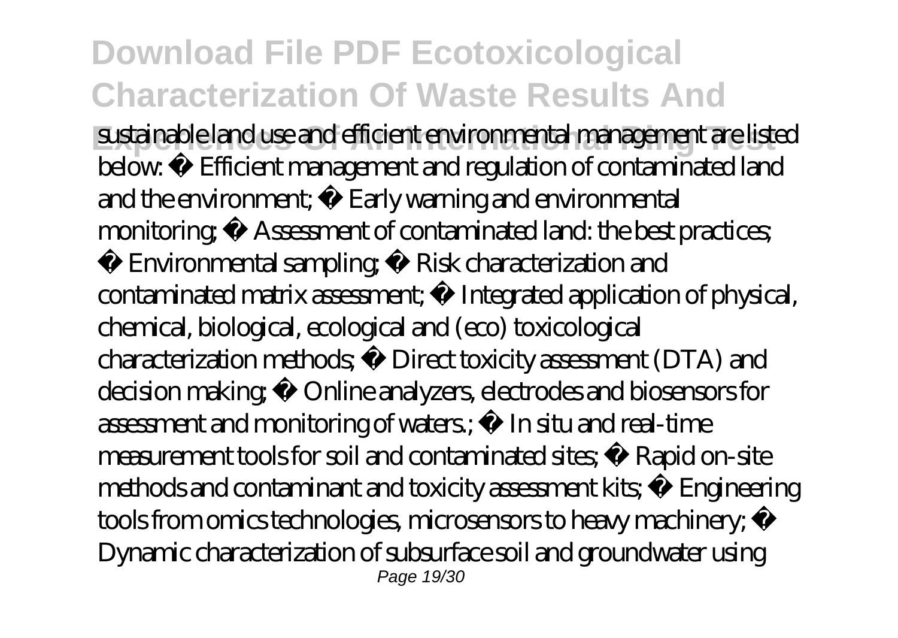sustainable land use and efficient environmental management are listed below: • Efficient management and regulation of contaminated land and the environment; • Early warning and environmental monitoring; • Assessment of contaminated land: the best practices; • Environmental sampling; • Risk characterization and contaminated matrix assessment; • Integrated application of physical, chemical, biological, ecological and (eco) toxicological characterization methods; • Direct toxicity assessment (DTA) and decision making; • Online analyzers, electrodes and biosensors for assessment and monitoring of waters.; • In situ and real-time measurement tools for soil and contaminated sites; • Rapid on-site methods and contaminant and toxicity assessment kits; • Engineering tools from omics technologies, microsensors to heavy machinery; • Dynamic characterization of subsurface soil and groundwater using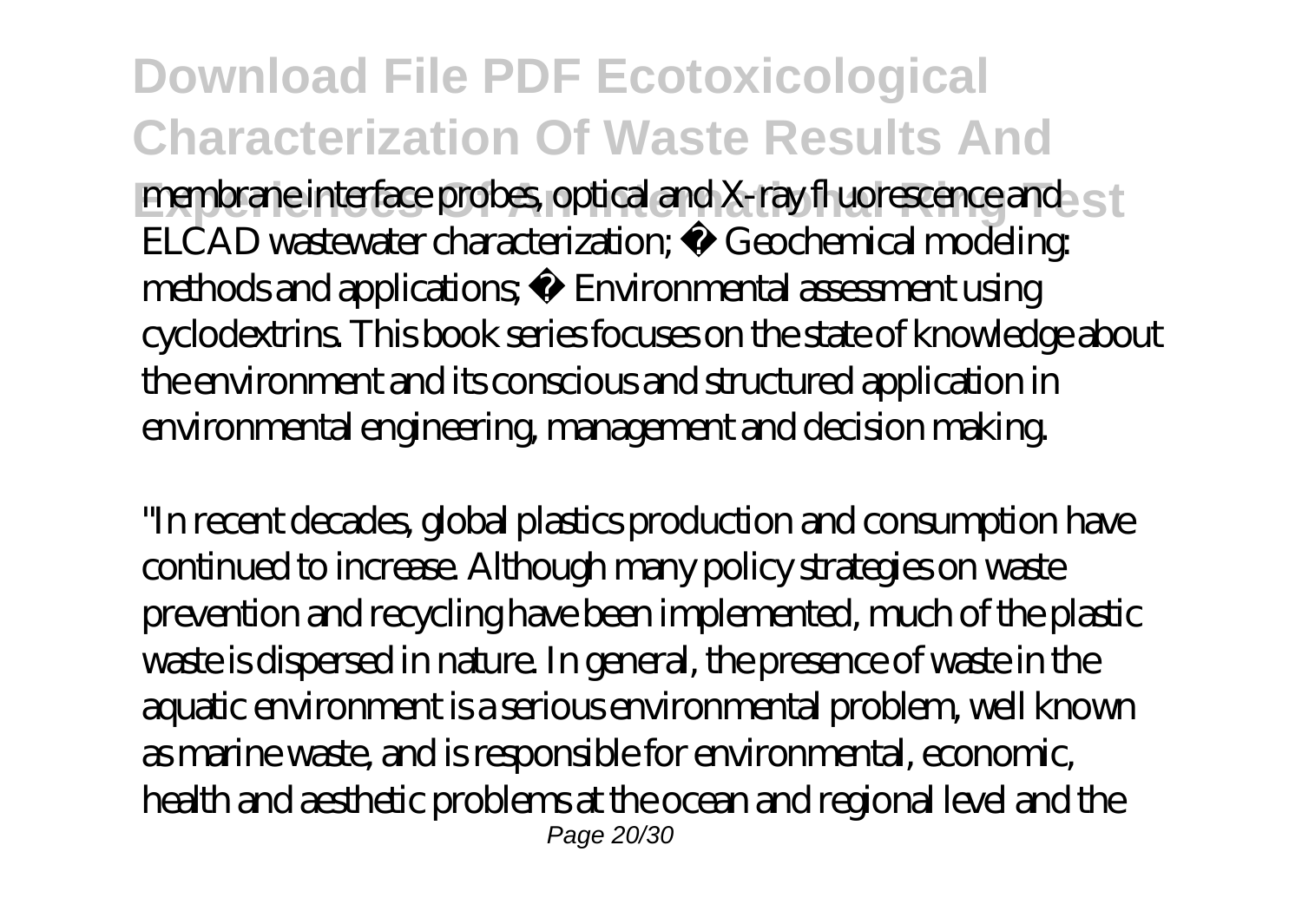membrane interface probes, optical and X-ray fl uorescence and ELCAD wastewater characterization; • Geochemical modeling: methods and applications; • Environmental assessment using cyclodextrins. This book series focuses on the state of knowledge about the environment and its conscious and structured application in environmental engineering, management and decision making.

"In recent decades, global plastics production and consumption have continued to increase. Although many policy strategies on waste prevention and recycling have been implemented, much of the plastic waste is dispersed in nature. In general, the presence of waste in the aquatic environment is a serious environmental problem, well known as marine waste, and is responsible for environmental, economic, health and aesthetic problems at the ocean and regional level and the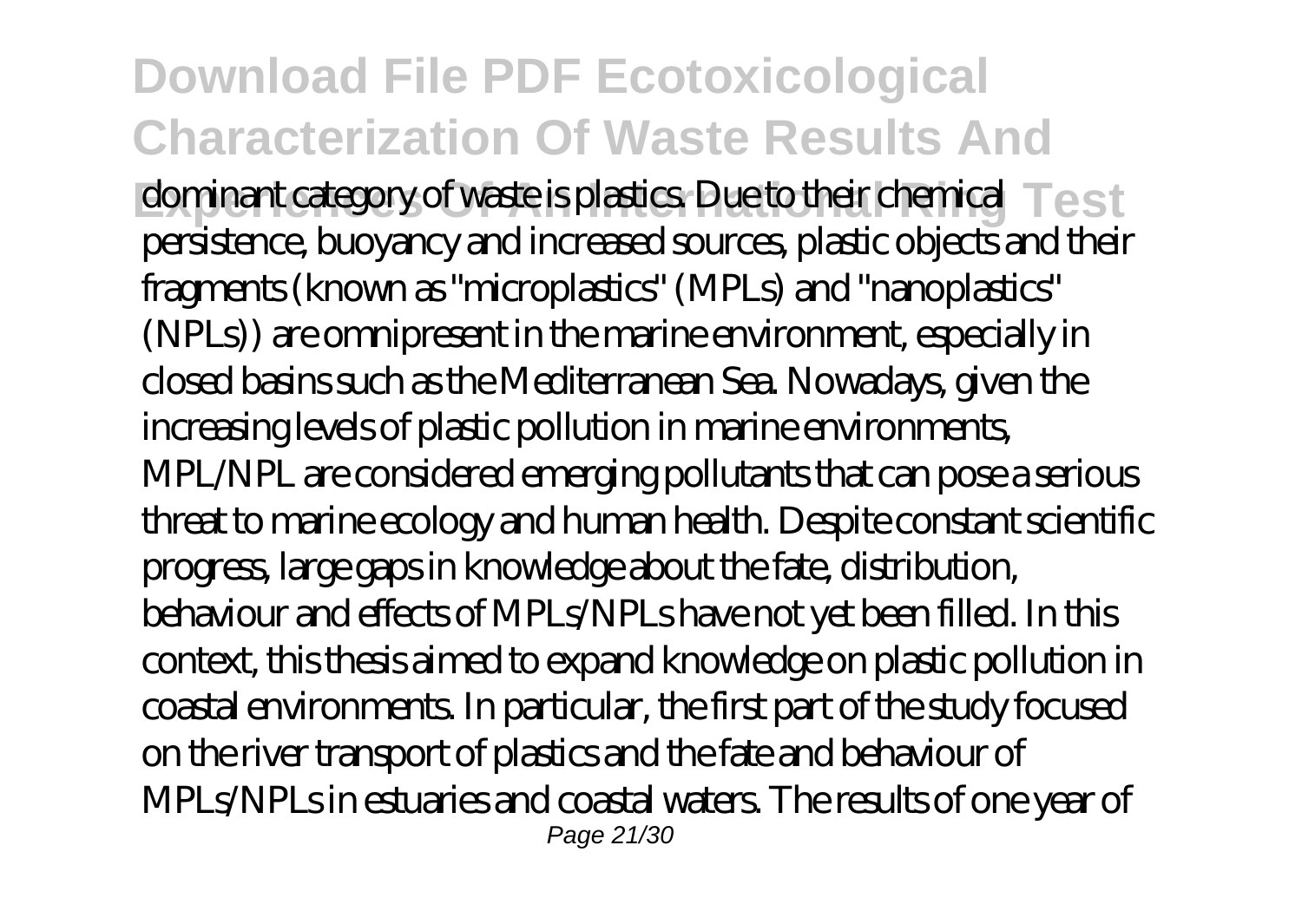dominant category of waste is plastics. Due to their chemical persistence, buoyancy and increased sources, plastic objects and their fragments (known as "microplastics" (MPLs) and "nanoplastics" (NPLs)) are omnipresent in the marine environment, especially in closed basins such as the Mediterranean Sea. Nowadays, given the increasing levels of plastic pollution in marine environments, MPL/NPL are considered emerging pollutants that can pose a serious threat to marine ecology and human health. Despite constant scientific progress, large gaps in knowledge about the fate, distribution, behaviour and effects of MPLs/NPLs have not yet been filled. In this context, this thesis aimed to expand knowledge on plastic pollution in coastal environments. In particular, the first part of the study focused on the river transport of plastics and the fate and behaviour of MPLs/NPLs in estuaries and coastal waters. The results of one year of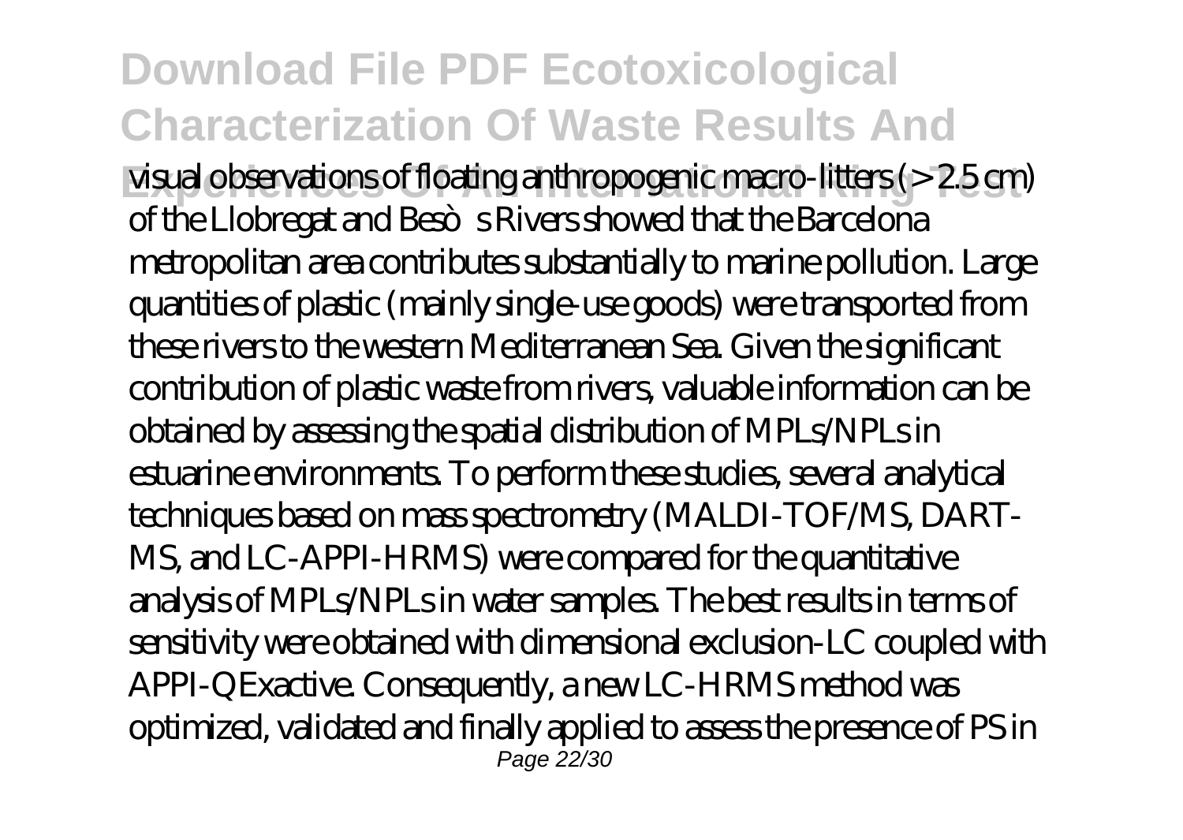visual observations of floating anthropogenic macro-litters (> 2.5 cm) of the Llobregat and Besòs Rivers showed that the Barcelona metropolitan area contributes substantially to marine pollution. Large quantities of plastic (mainly single-use goods) were transported from these rivers to the western Mediterranean Sea. Given the significant contribution of plastic waste from rivers, valuable information can be obtained by assessing the spatial distribution of MPLs/NPLs in estuarine environments. To perform these studies, several analytical techniques based on mass spectrometry (MALDI-TOF/MS, DART-MS, and LC-APPI-HRMS) were compared for the quantitative analysis of MPLs/NPLs in water samples. The best results in terms of sensitivity were obtained with dimensional exclusion-LC coupled with APPI-QExactive. Consequently, a new LC-HRMS method was optimized, validated and finally applied to assess the presence of PS in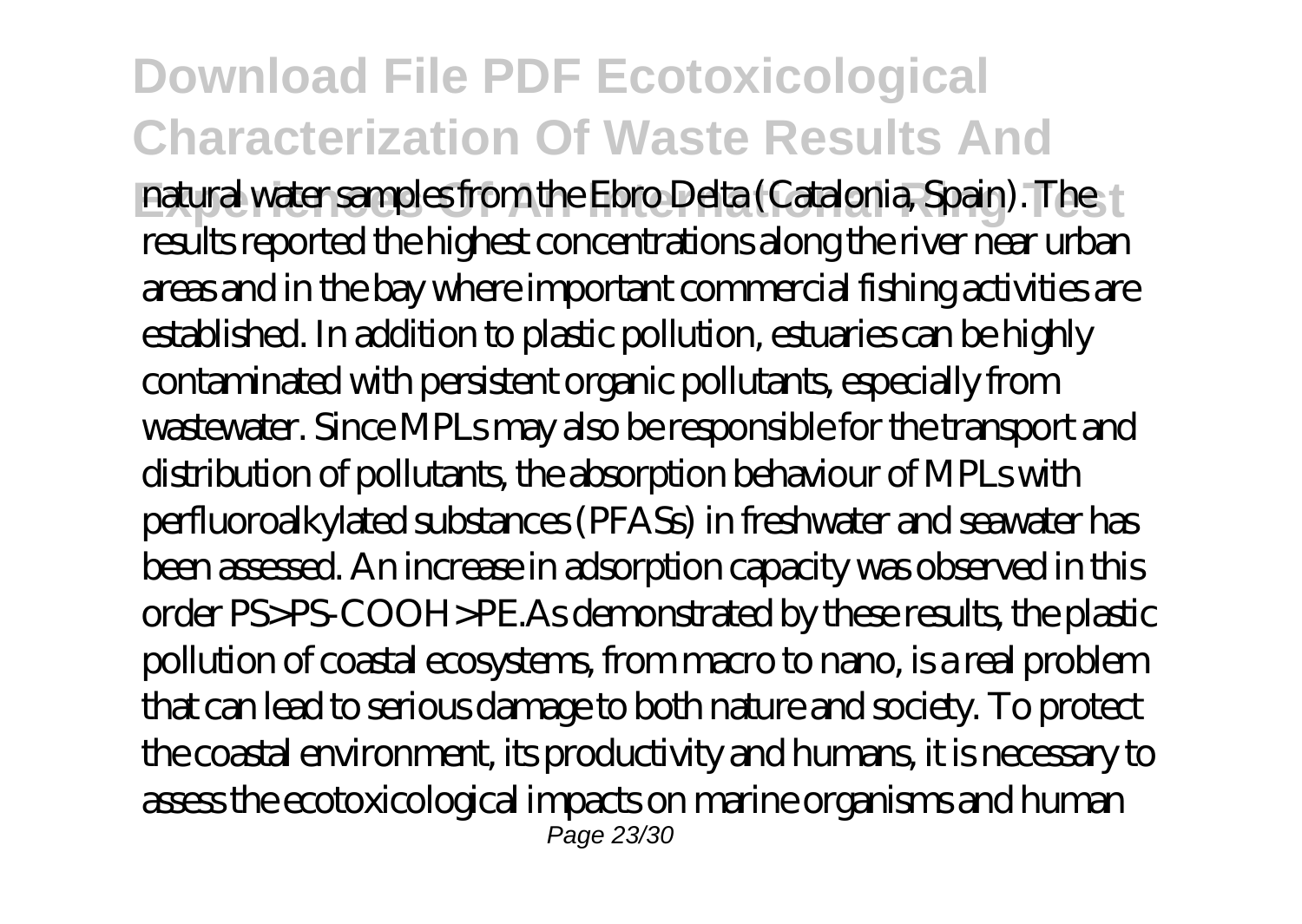natural water samples from the Ebro Delta (Catalonia, Spain). The results reported the highest concentrations along the river near urban areas and in the bay where important commercial fishing activities are established. In addition to plastic pollution, estuaries can be highly contaminated with persistent organic pollutants, especially from wastewater. Since MPLs may also be responsible for the transport and distribution of pollutants, the absorption behaviour of MPLs with perfluoroalkylated substances (PFASs) in freshwater and seawater has been assessed. An increase in adsorption capacity was observed in this order PS>PS-COOH>PE.As demonstrated by these results, the plastic pollution of coastal ecosystems, from macro to nano, is a real problem that can lead to serious damage to both nature and society. To protect the coastal environment, its productivity and humans, it is necessary to assess the ecotoxicological impacts on marine organisms and human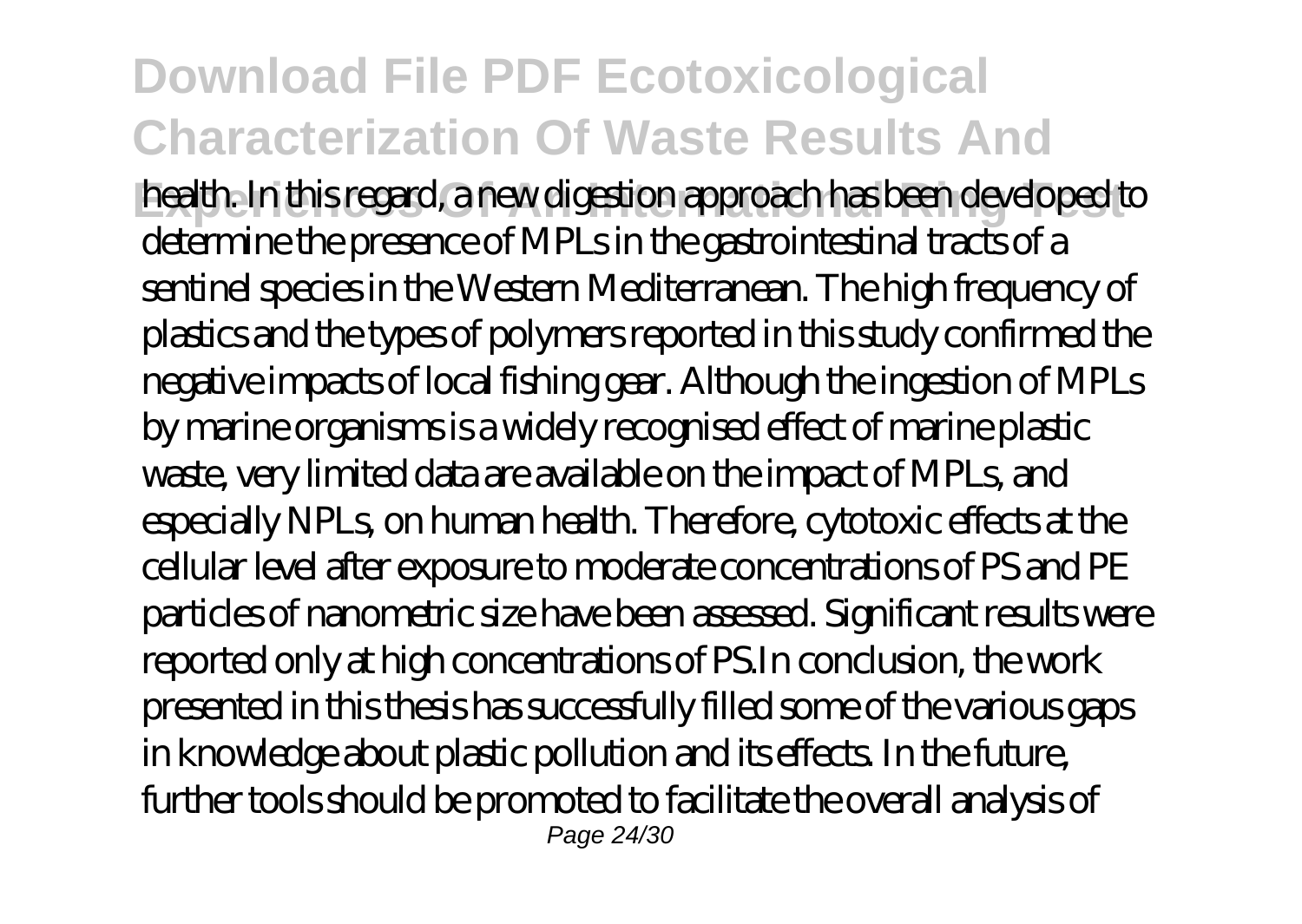health. In this regard, a new digestion approach has been developed to determine the presence of MPLs in the gastrointestinal tracts of a sentinel species in the Western Mediterranean. The high frequency of plastics and the types of polymers reported in this study confirmed the negative impacts of local fishing gear. Although the ingestion of MPLs by marine organisms is a widely recognised effect of marine plastic waste, very limited data are available on the impact of MPLs, and especially NPLs, on human health. Therefore, cytotoxic effects at the cellular level after exposure to moderate concentrations of PS and PE particles of nanometric size have been assessed. Significant results were reported only at high concentrations of PS.In conclusion, the work presented in this thesis has successfully filled some of the various gaps in knowledge about plastic pollution and its effects. In the future, further tools should be promoted to facilitate the overall analysis of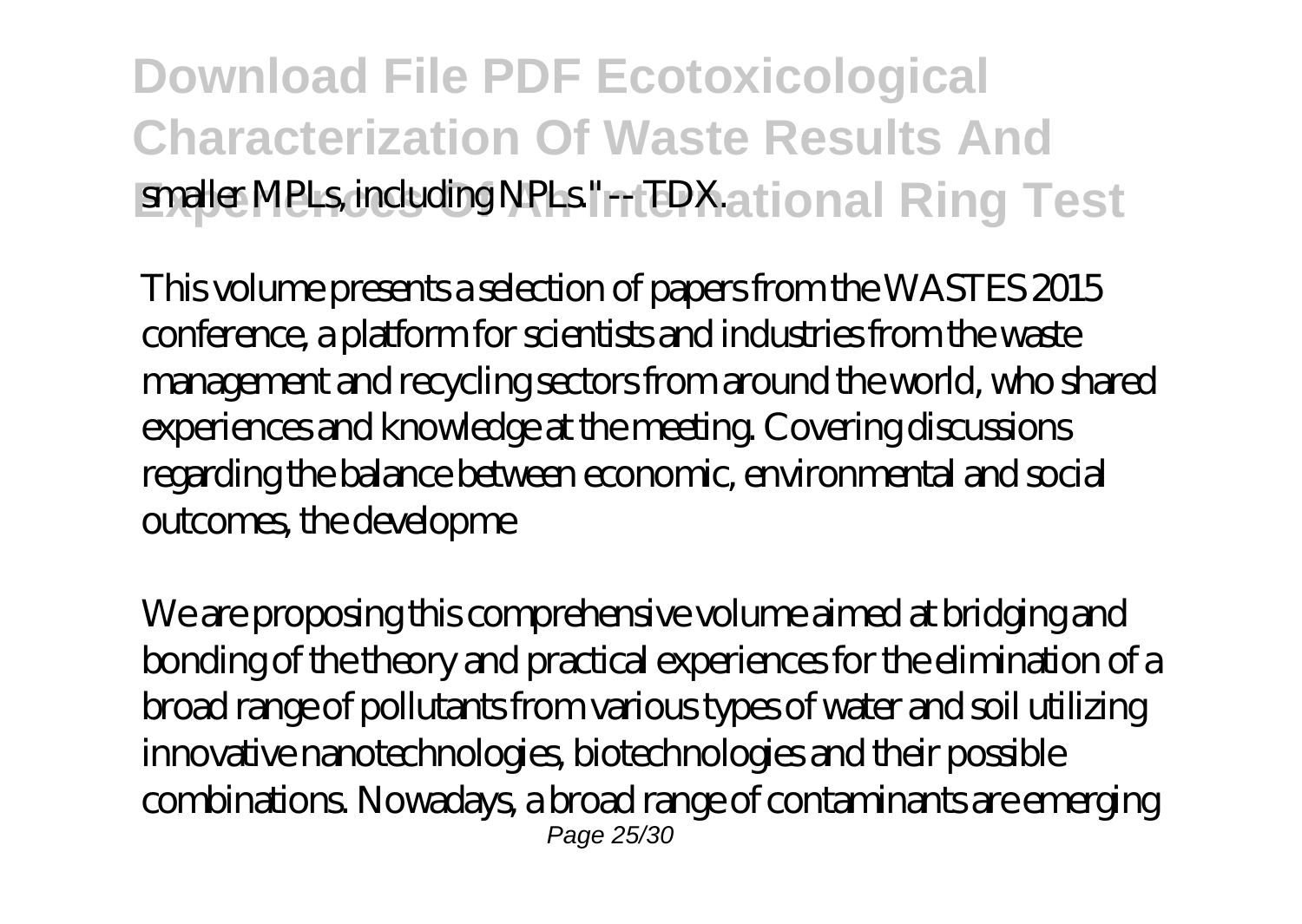smaller MPLs, including NPLs." -- TDX.

This volume presents a selection of papers from the WASTES 2015 conference, a platform for scientists and industries from the waste management and recycling sectors from around the world, who shared experiences and knowledge at the meeting. Covering discussions regarding the balance between economic, environmental and social outcomes, the developme

We are proposing this comprehensive volume aimed at bridging and bonding of the theory and practical experiences for the elimination of a broad range of pollutants from various types of water and soil utilizing innovative nanotechnologies, biotechnologies and their possible combinations. Nowadays, a broad range of contaminants are emerging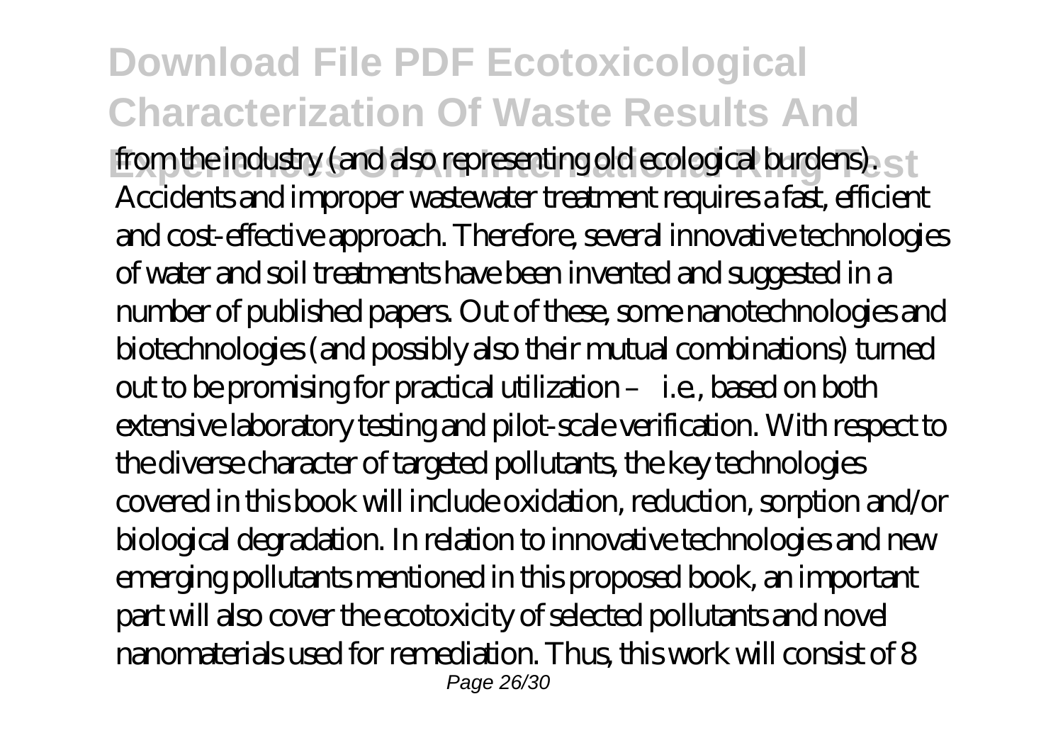from the industry (and also representing old ecological burdens). Accidents and improper wastewater treatment requires a fast, efficient and cost-effective approach. Therefore, several innovative technologies of water and soil treatments have been invented and suggested in a number of published papers. Out of these, some nanotechnologies and biotechnologies (and possibly also their mutual combinations) turned out to be promising for practical utilization – i.e., based on both extensive laboratory testing and pilot-scale verification. With respect to the diverse character of targeted pollutants, the key technologies covered in this book will include oxidation, reduction, sorption and/or biological degradation. In relation to innovative technologies and new emerging pollutants mentioned in this proposed book, an important part will also cover the ecotoxicity of selected pollutants and novel nanomaterials used for remediation. Thus, this work will consist of 8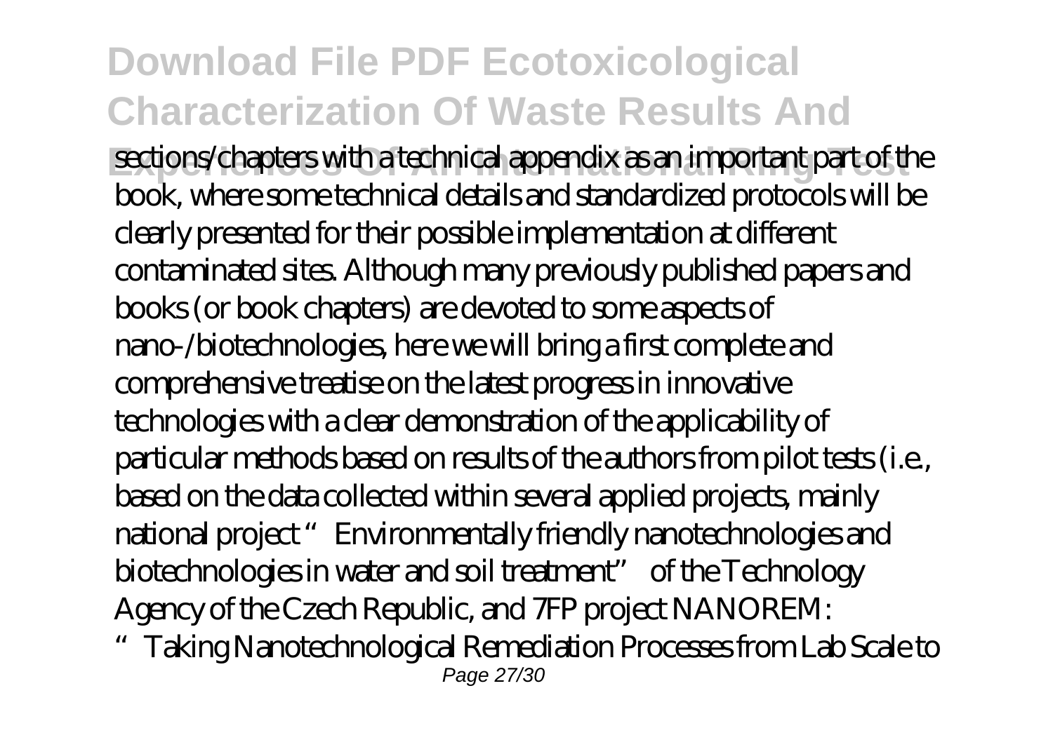sections/chapters with a technical appendix as an important part of the book, where some technical details and standardized protocols will be clearly presented for their possible implementation at different contaminated sites. Although many previously published papers and books (or book chapters) are devoted to some aspects of nano-/biotechnologies, here we will bring a first complete and comprehensive treatise on the latest progress in innovative technologies with a clear demonstration of the applicability of particular methods based on results of the authors from pilot tests (i.e., based on the data collected within several applied projects, mainly national project "Environmentally friendly nanotechnologies and biotechnologies in water and soil treatment" of the Technology Agency of the Czech Republic, and 7FP project NANOREM: "Taking Nanotechnological Remediation Processes from Lab Scale to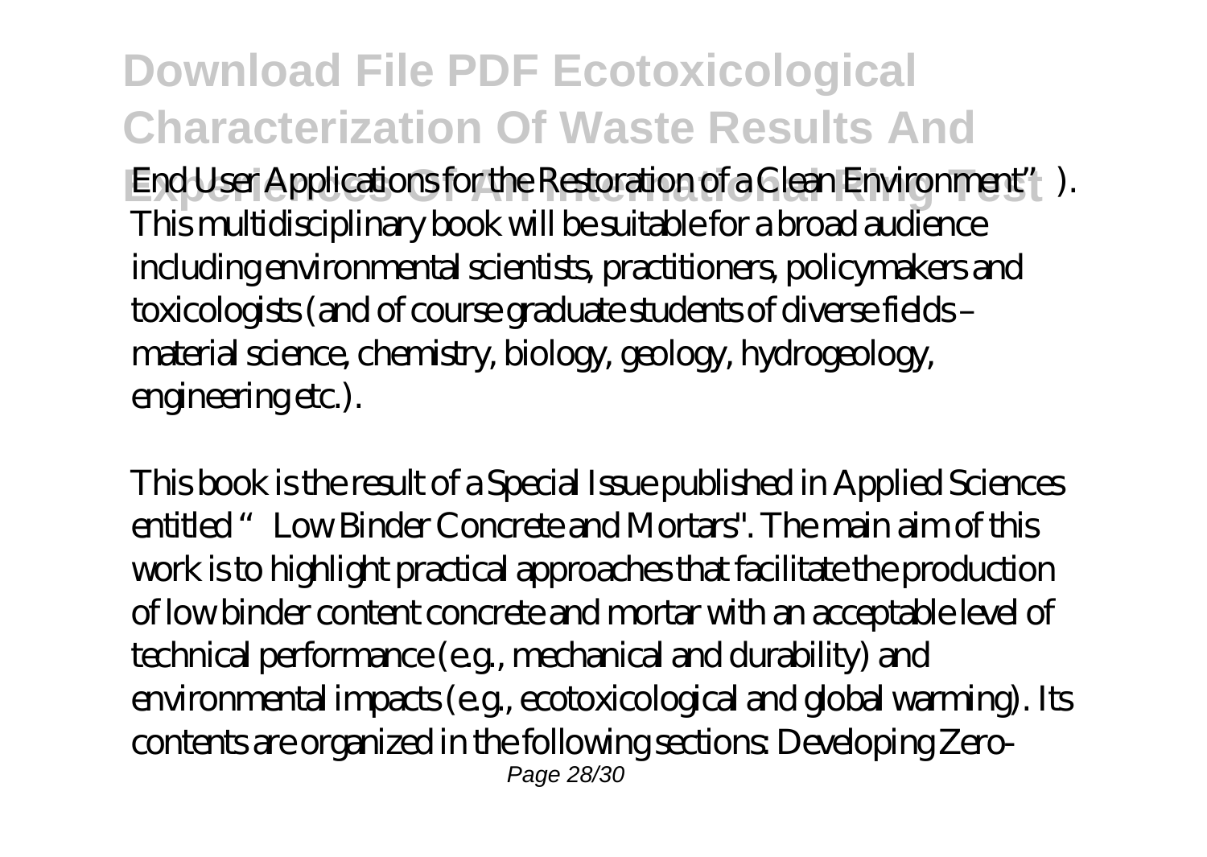End User Applications for the Restoration of a Clean Environment"). This multidisciplinary book will be suitable for a broad audience including environmental scientists, practitioners, policymakers and toxicologists (and of course graduate students of diverse fields – material science, chemistry, biology, geology, hydrogeology, engineering etc.).

This book is the result of a Special Issue published in Applied Sciences entitled "Low Binder Concrete and Mortars". The main aim of this work is to highlight practical approaches that facilitate the production of low binder content concrete and mortar with an acceptable level of technical performance (e.g., mechanical and durability) and environmental impacts (e.g., ecotoxicological and global warming). Its contents are organized in the following sections: Developing Zero-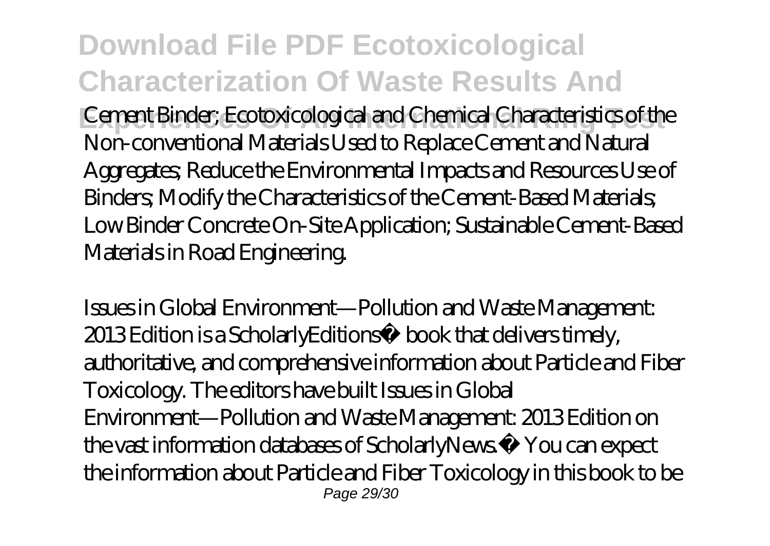Cement Binder; Ecotoxicological and Chemical Characteristics of the Non-conventional Materials Used to Replace Cement and Natural Aggregates; Reduce the Environmental Impacts and Resources Use of Binders; Modify the Characteristics of the Cement-Based Materials; Low Binder Concrete On-Site Application; Sustainable Cement-Based Materials in Road Engineering.

Issues in Global Environment—Pollution and Waste Management: 2013 Edition is a ScholarlyEditions™ book that delivers timely, authoritative, and comprehensive information about Particle and Fiber Toxicology. The editors have built Issues in Global Environment—Pollution and Waste Management: 2013 Edition on the vast information databases of ScholarlyNews.™ You can expect the information about Particle and Fiber Toxicology in this book to be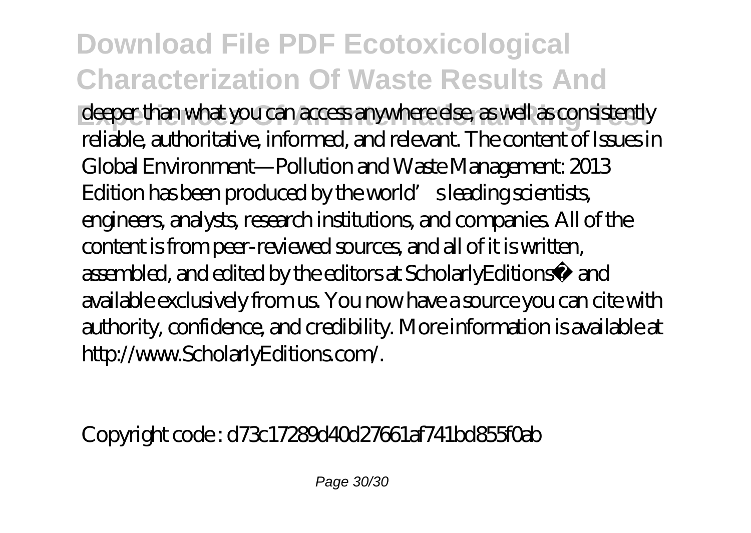deeper than what you can access anywhere else, as well as consistently reliable, authoritative, informed, and relevant. The content of Issues in Global Environment—Pollution and Waste Management: 2013 Edition has been produced by the world's leading scientists, engineers, analysts, research institutions, and companies. All of the content is from peer-reviewed sources, and all of it is written, assembled, and edited by the editors at ScholarlyEditions™ and available exclusively from us. You now have a source you can cite with authority, confidence, and credibility. More information is available at http://www.ScholarlyEditions.com/.

Copyright code : d73c17289d40d27661af741bd855f0ab